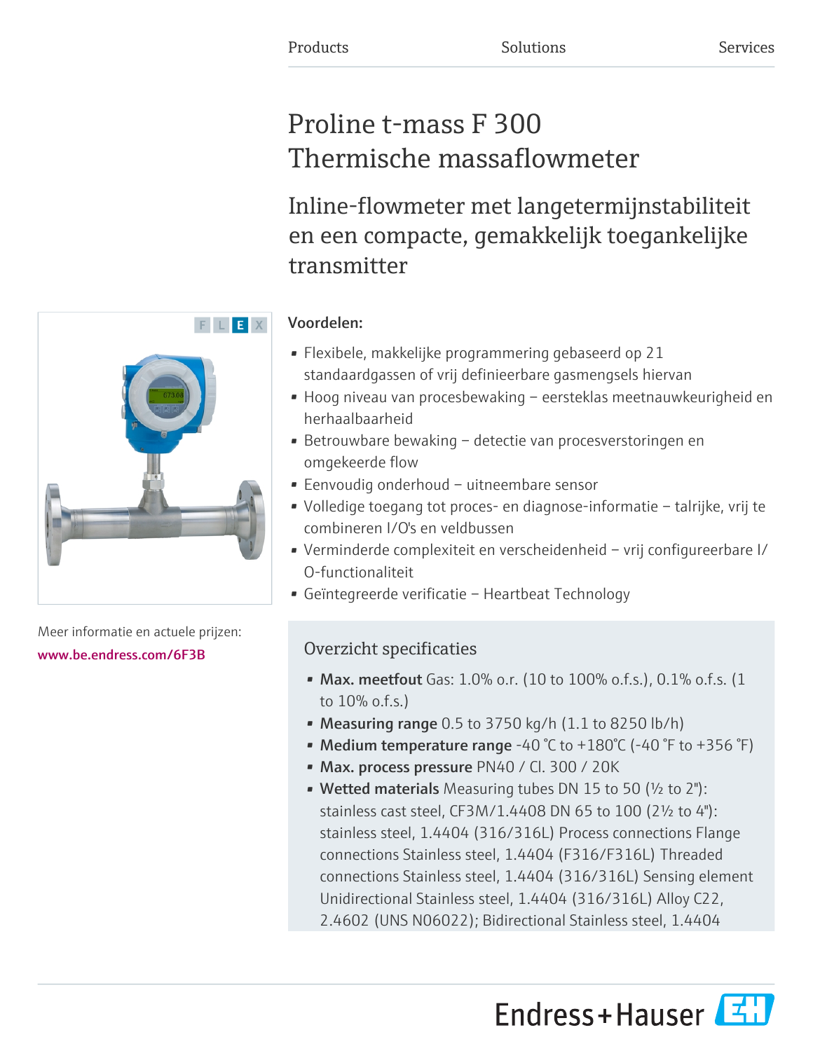Products Solutions Services

# Proline t-mass F 300
# Thermische massaflowmeter

## Inline-flowmeter met langetermijnstabiliteit en een compacte, gemakkelijk toegankelijke transmitter

F L E X

### Voordelen:

- Flexibele, makkelijke programmering gebaseerd op 21 standaardgassen of vrij definieerbare gasmengsels hiervan
- Hoog niveau van procesbewaking – eersteklas meetnauwkeurigheid en herhaalbaarheid
- Betrouwbare bewaking – detectie van procesverstoringen en omgekeerde flow
- Eenvoudig onderhoud – uitneembare sensor
- Volledige toegang tot proces- en diagnose-informatie – talrijke, vrij te combineren I/O's en veldbussen
- Verminderde complexiteit en verscheidenheid – vrij configureerbare I/O-functionaliteit
- Geïntegreerde verificatie – Heartbeat Technology

Meer informatie en actuele prijzen:
www.be.endress.com/6F3B

### Overzicht specificaties

- **Max. meetfout** Gas: 1.0% o.r. (10 to 100% o.f.s.), 0.1% o.f.s. (1 to 10% o.f.s.)
- **Measuring range** 0.5 to 3750 kg/h (1.1 to 8250 lb/h)
- **Medium temperature range** -40 °C to +180°C (-40 °F to +356 °F)
- **Max. process pressure** PN40 / Cl. 300 / 20K
- **Wetted materials** Measuring tubes DN 15 to 50 (½ to 2"): stainless cast steel, CF3M/1.4408 DN 65 to 100 (2½ to 4"): stainless steel, 1.4404 (316/316L) Process connections Flange connections Stainless steel, 1.4404 (F316/F316L) Threaded connections Stainless steel, 1.4404 (316/316L) Sensing element Unidirectional Stainless steel, 1.4404 (316/316L) Alloy C22, 2.4602 (UNS N06022); Bidirectional Stainless steel, 1.4404

Endress+Hauser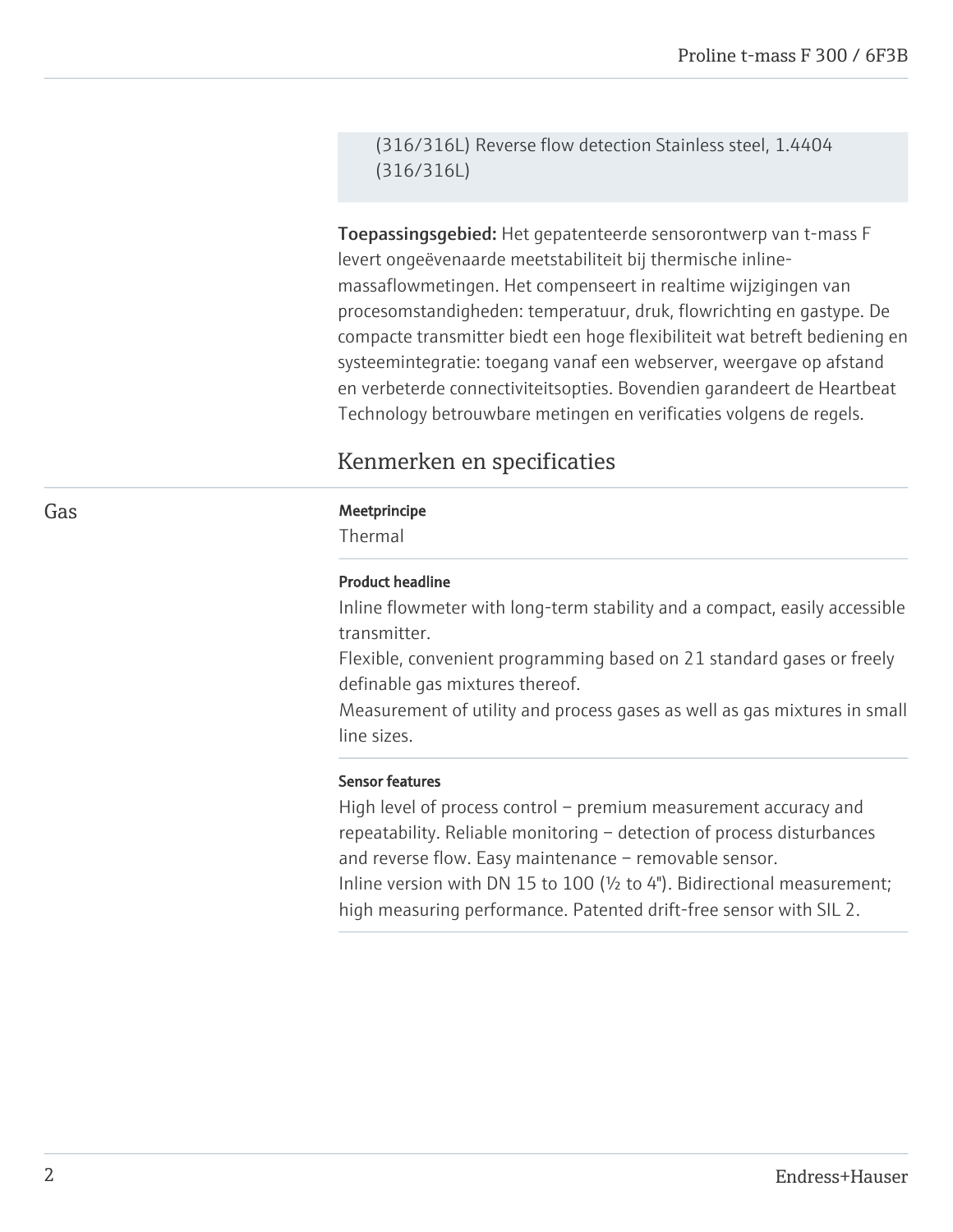(316/316L) Reverse flow detection Stainless steel, 1.4404 (316/316L)

**Toepassingsgebied:** Het gepatenteerde sensorontwerp van t-mass F levert ongeëvenaarde meetstabiliteit bij thermische inline-massaflowmetingen. Het compenseert in realtime wijzigingen van procesomstandigheden: temperatuur, druk, flowrichting en gastype. De compacte transmitter biedt een hoge flexibiliteit wat betreft bediening en systeemintegratie: toegang vanaf een webserver, weergave op afstand en verbeterde connectiviteitsopties. Bovendien garandeert de Heartbeat Technology betrouwbare metingen en verificaties volgens de regels.

## Kenmerken en specificaties

### Gas

**Meetprincipe**

Thermal

**Product headline**

Inline flowmeter with long-term stability and a compact, easily accessible transmitter.
Flexible, convenient programming based on 21 standard gases or freely definable gas mixtures thereof.
Measurement of utility and process gases as well as gas mixtures in small line sizes.

**Sensor features**

High level of process control – premium measurement accuracy and repeatability. Reliable monitoring – detection of process disturbances and reverse flow. Easy maintenance – removable sensor.
Inline version with DN 15 to 100 (½ to 4"). Bidirectional measurement; high measuring performance. Patented drift-free sensor with SIL 2.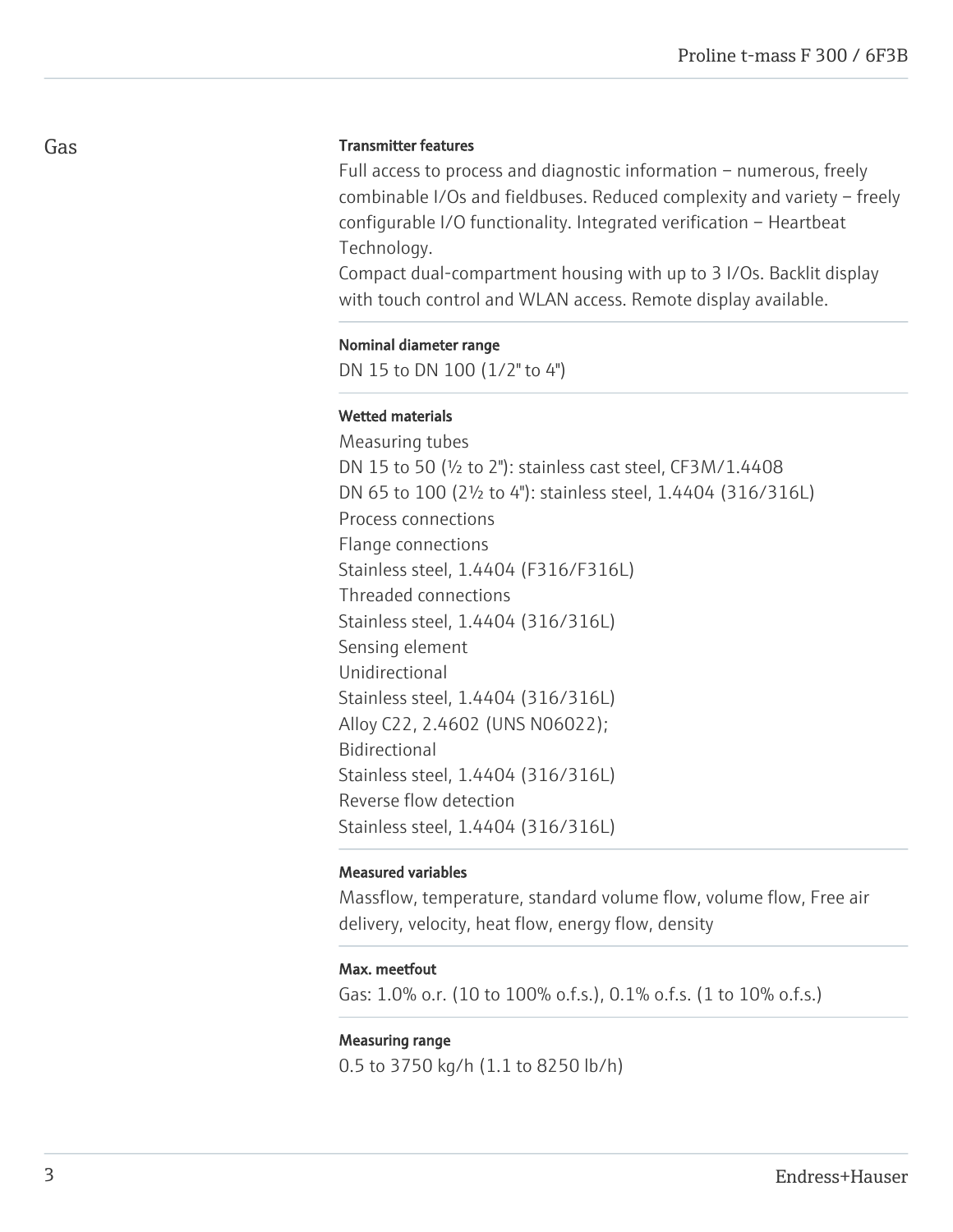## Gas

### Transmitter features

Full access to process and diagnostic information – numerous, freely combinable I/Os and fieldbuses. Reduced complexity and variety – freely configurable I/O functionality. Integrated verification – Heartbeat Technology.
Compact dual-compartment housing with up to 3 I/Os. Backlit display with touch control and WLAN access. Remote display available.

### Nominal diameter range

DN 15 to DN 100 (1/2" to 4")

### Wetted materials

Measuring tubes
DN 15 to 50 (½ to 2"): stainless cast steel, CF3M/1.4408
DN 65 to 100 (2½ to 4"): stainless steel, 1.4404 (316/316L)
Process connections
Flange connections
Stainless steel, 1.4404 (F316/F316L)
Threaded connections
Stainless steel, 1.4404 (316/316L)
Sensing element
Unidirectional
Stainless steel, 1.4404 (316/316L)
Alloy C22, 2.4602 (UNS N06022);
Bidirectional
Stainless steel, 1.4404 (316/316L)
Reverse flow detection
Stainless steel, 1.4404 (316/316L)

### Measured variables

Massflow, temperature, standard volume flow, volume flow, Free air delivery, velocity, heat flow, energy flow, density

### Max. meetfout

Gas: 1.0% o.r. (10 to 100% o.f.s.), 0.1% o.f.s. (1 to 10% o.f.s.)

### Measuring range

0.5 to 3750 kg/h (1.1 to 8250 lb/h)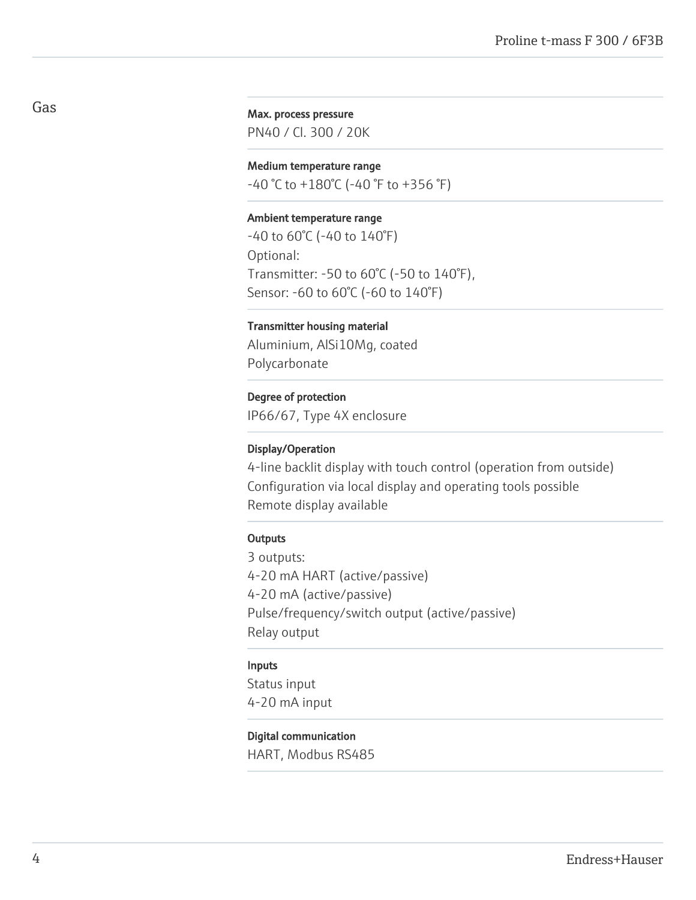## Gas

**Max. process pressure**
PN40 / Cl. 300 / 20K

**Medium temperature range**
-40 °C to +180°C (-40 °F to +356 °F)

**Ambient temperature range**
-40 to 60°C (-40 to 140°F)
Optional:
Transmitter: -50 to 60°C (-50 to 140°F),
Sensor: -60 to 60°C (-60 to 140°F)

**Transmitter housing material**
Aluminium, AlSi10Mg, coated
Polycarbonate

**Degree of protection**
IP66/67, Type 4X enclosure

**Display/Operation**
4-line backlit display with touch control (operation from outside)
Configuration via local display and operating tools possible
Remote display available

**Outputs**
3 outputs:
4-20 mA HART (active/passive)
4-20 mA (active/passive)
Pulse/frequency/switch output (active/passive)
Relay output

**Inputs**
Status input
4-20 mA input

**Digital communication**
HART, Modbus RS485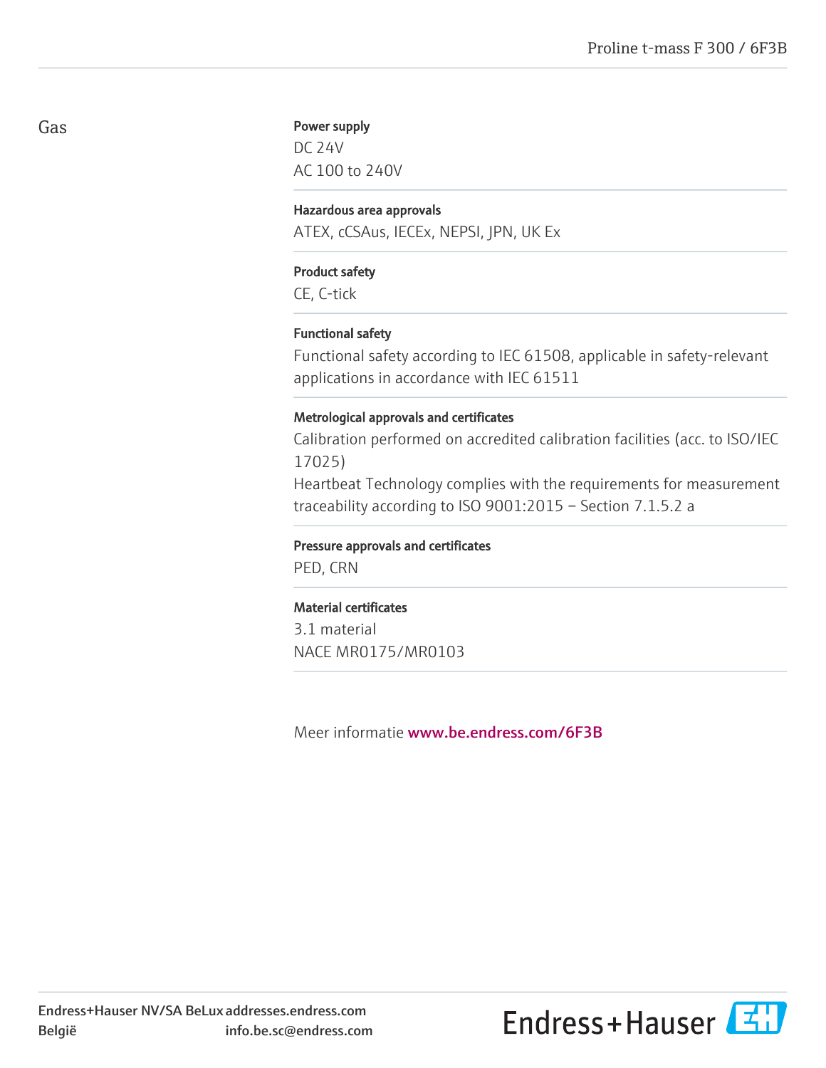Gas

**Power supply**

DC 24V
AC 100 to 240V

**Hazardous area approvals**

ATEX, cCSAus, IECEx, NEPSI, JPN, UK Ex

**Product safety**

CE, C-tick

**Functional safety**

Functional safety according to IEC 61508, applicable in safety-relevant applications in accordance with IEC 61511

**Metrological approvals and certificates**

Calibration performed on accredited calibration facilities (acc. to ISO/IEC 17025)
Heartbeat Technology complies with the requirements for measurement traceability according to ISO 9001:2015 – Section 7.1.5.2 a

**Pressure approvals and certificates**

PED, CRN

**Material certificates**

3.1 material
NACE MR0175/MR0103

Meer informatie www.be.endress.com/6F3B

Endress+Hauser NV/SA BeLux
België

addresses.endress.com
info.be.sc@endress.com